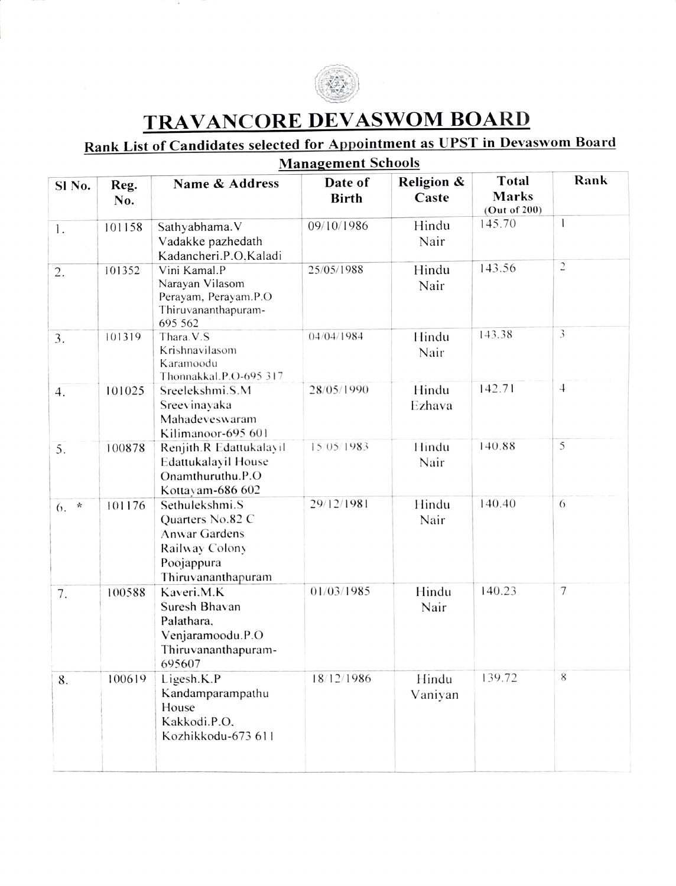# TRAVANCORE DEVASWOM BOARD

## Rank List of Candidates selected for Appointment as UPST in Devaswom Board Management Schools

| Sl No. | Reg. No. | Name & Address | Date of Birth | Religion & Caste | Total Marks (Out of 200) | Rank |
|---|---|---|---|---|---|---|
| 1. | 101158 | Sathyabhama.V<br>Vadakke pazhedath<br>Kadancheri.P.O,Kaladi | 09/10/1986 | Hindu Nair | 145.70 | 1 |
| 2. | 101352 | Vini Kamal.P<br>Narayan Vilasom<br>Perayam, Perayam.P.O<br>Thiruvananthapuram-695 562 | 25/05/1988 | Hindu Nair | 143.56 | 2 |
| 3. | 101319 | Thara.V.S<br>Krishnavilasom<br>Karamoodu<br>Thonnakkal.P.O-695 317 | 04/04/1984 | Hindu Nair | 143.38 | 3 |
| 4. | 101025 | Sreelekshmi.S.M<br>Sreevinayaka<br>Mahadeveswaram<br>Kilimanoor-695 601 | 28/05/1990 | Hindu Ezhava | 142.71 | 4 |
| 5. | 100878 | Renjith.R Edattukalayil<br>Edattukalayil House<br>Onamthuruthu.P.O<br>Kottayam-686 602 | 15/05/1983 | Hindu Nair | 140.88 | 5 |
| 6. * | 101176 | Sethulekshmi.S<br>Quarters No.82 C<br>Anwar Gardens<br>Railway Colony<br>Poojappura<br>Thiruvananthapuram | 29/12/1981 | Hindu Nair | 140.40 | 6 |
| 7. | 100588 | Kaveri.M.K<br>Suresh Bhavan<br>Palathara,<br>Venjaramoodu.P.O<br>Thiruvananthapuram-695607 | 01/03/1985 | Hindu Nair | 140.23 | 7 |
| 8. | 100619 | Ligesh.K.P<br>Kandamparampathu<br>House<br>Kakkodi.P.O,<br>Kozhikkodu-673 611 | 18/12/1986 | Hindu Vaniyan | 139.72 | 8 |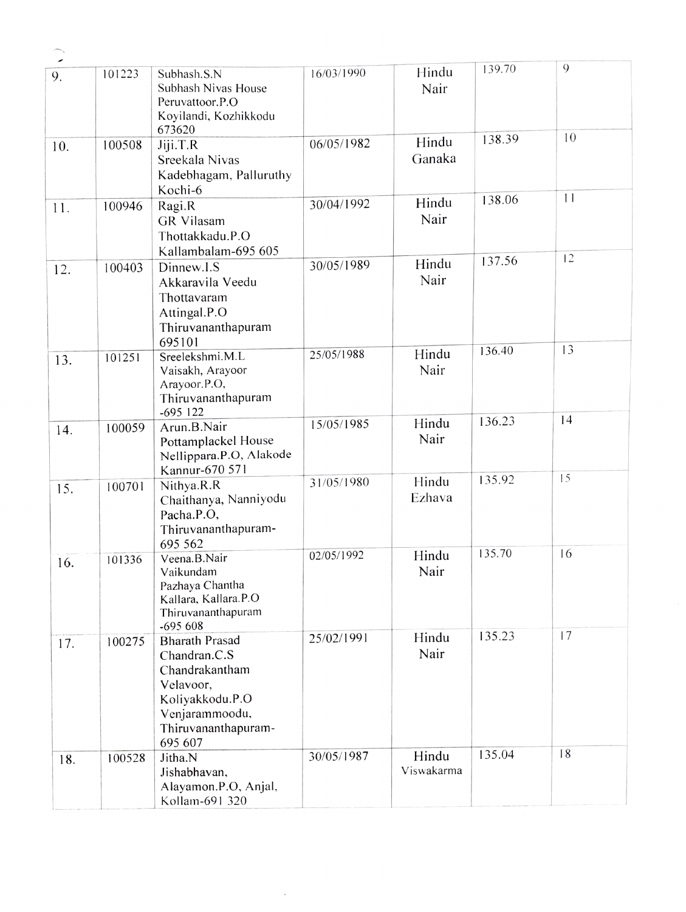| 9. | 101223 | Subhash.S.N<br>Subhash Nivas House<br>Peruvattoor.P.O<br>Koyilandi, Kozhikkodu<br>673620 | 16/03/1990 | Hindu<br>Nair | 139.70 | 9 |
|---|---|---|---|---|---|---|
| 10. | 100508 | Jiji.T.R<br>Sreekala Nivas<br>Kadebhagam, Palluruthy<br>Kochi-6 | 06/05/1982 | Hindu<br>Ganaka | 138.39 | 10 |
| 11. | 100946 | Ragi.R<br>GR Vilasam<br>Thottakkadu.P.O<br>Kallambalam-695 605 | 30/04/1992 | Hindu<br>Nair | 138.06 | 11 |
| 12. | 100403 | Dinnew.I.S<br>Akkaravila Veedu<br>Thottavaram<br>Attingal.P.O<br>Thiruvananthapuram<br>695101 | 30/05/1989 | Hindu<br>Nair | 137.56 | 12 |
| 13. | 101251 | Sreelekshmi.M.L<br>Vaisakh, Arayoor<br>Arayoor.P.O,<br>Thiruvananthapuram<br>-695 122 | 25/05/1988 | Hindu<br>Nair | 136.40 | 13 |
| 14. | 100059 | Arun.B.Nair<br>Pottamplackel House<br>Nellippara.P.O, Alakode<br>Kannur-670 571 | 15/05/1985 | Hindu<br>Nair | 136.23 | 14 |
| 15. | 100701 | Nithya.R.R<br>Chaithanya, Nanniyodu<br>Pacha.P.O,<br>Thiruvananthapuram-<br>695 562 | 31/05/1980 | Hindu<br>Ezhava | 135.92 | 15 |
| 16. | 101336 | Veena.B.Nair<br>Vaikundam<br>Pazhaya Chantha<br>Kallara, Kallara.P.O<br>Thiruvananthapuram<br>-695 608 | 02/05/1992 | Hindu<br>Nair | 135.70 | 16 |
| 17. | 100275 | Bharath Prasad<br>Chandran.C.S<br>Chandrakantham<br>Velavoor,<br>Koliyakkodu.P.O<br>Venjarammoodu,<br>Thiruvananthapuram-<br>695 607 | 25/02/1991 | Hindu<br>Nair | 135.23 | 17 |
| 18. | 100528 | Jitha.N<br>Jishabhavan,<br>Alayamon.P.O, Anjal,<br>Kollam-691 320 | 30/05/1987 | Hindu<br>Viswakarma | 135.04 | 18 |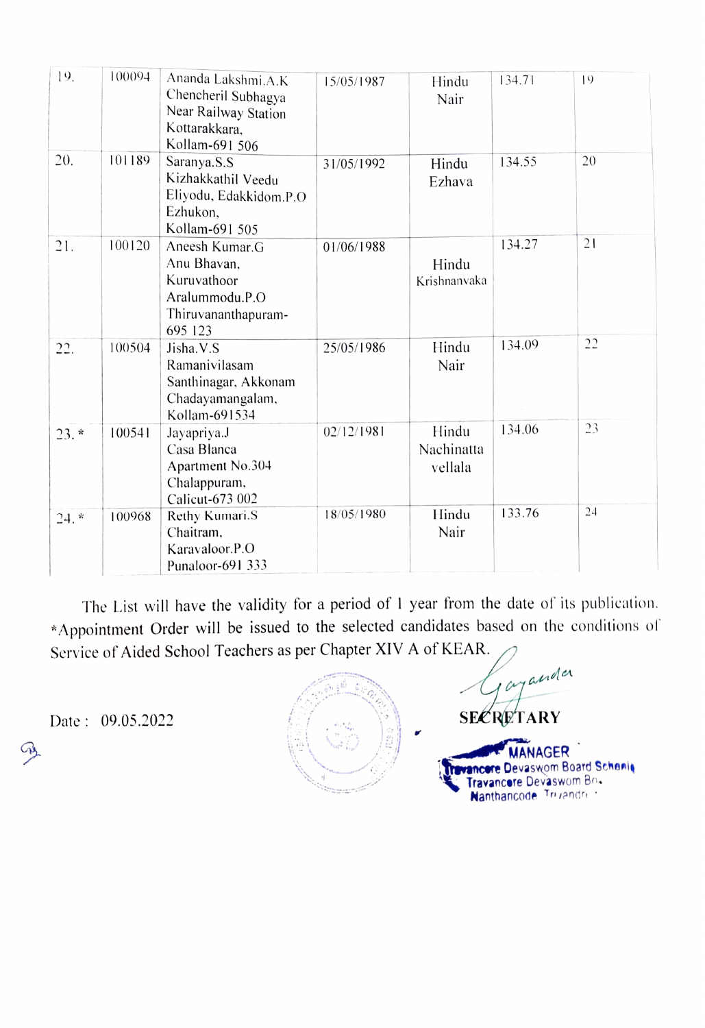| | | | | | | |
|---|---|---|---|---|---|---|
| 19. | 100094 | Ananda Lakshmi.A.K<br>Chencheril Subhagya<br>Near Railway Station<br>Kottarakkara,<br>Kollam-691 506 | 15/05/1987 | Hindu<br>Nair | 134.71 | 19 |
| 20. | 101189 | Saranya.S.S<br>Kizhakkathil Veedu<br>Eliyodu, Edakkidom.P.O<br>Ezhukon,<br>Kollam-691 505 | 31/05/1992 | Hindu<br>Ezhava | 134.55 | 20 |
| 21. | 100120 | Aneesh Kumar.G<br>Anu Bhavan,<br>Kuruvathoor<br>Aralummodu.P.O<br>Thiruvananthapuram-<br>695 123 | 01/06/1988 | Hindu<br>Krishnanvaka | 134.27 | 21 |
| 22. | 100504 | Jisha.V.S<br>Ramanivilasam<br>Santhinagar, Akkonam<br>Chadayamangalam,<br>Kollam-691534 | 25/05/1986 | Hindu<br>Nair | 134.09 | 22 |
| 23. * | 100541 | Jayapriya.J<br>Casa Blanca<br>Apartment No.304<br>Chalappuram,<br>Calicut-673 002 | 02/12/1981 | Hindu<br>Nachinatta<br>vellala | 134.06 | 23 |
| 24. * | 100968 | Rethy Kumari.S<br>Chaitram,<br>Karavaloor.P.O<br>Punaloor-691 333 | 18/05/1980 | Hindu<br>Nair | 133.76 | 24 |

The List will have the validity for a period of 1 year from the date of its publication.
*Appointment Order will be issued to the selected candidates based on the conditions of Service of Aided School Teachers as per Chapter XIV A of KEAR.

Date : 09.05.2022

SECRETARY

MANAGER
Travancore Devaswom Board Schools
Travancore Devaswom Bo.
Nanthancode Trivandrum